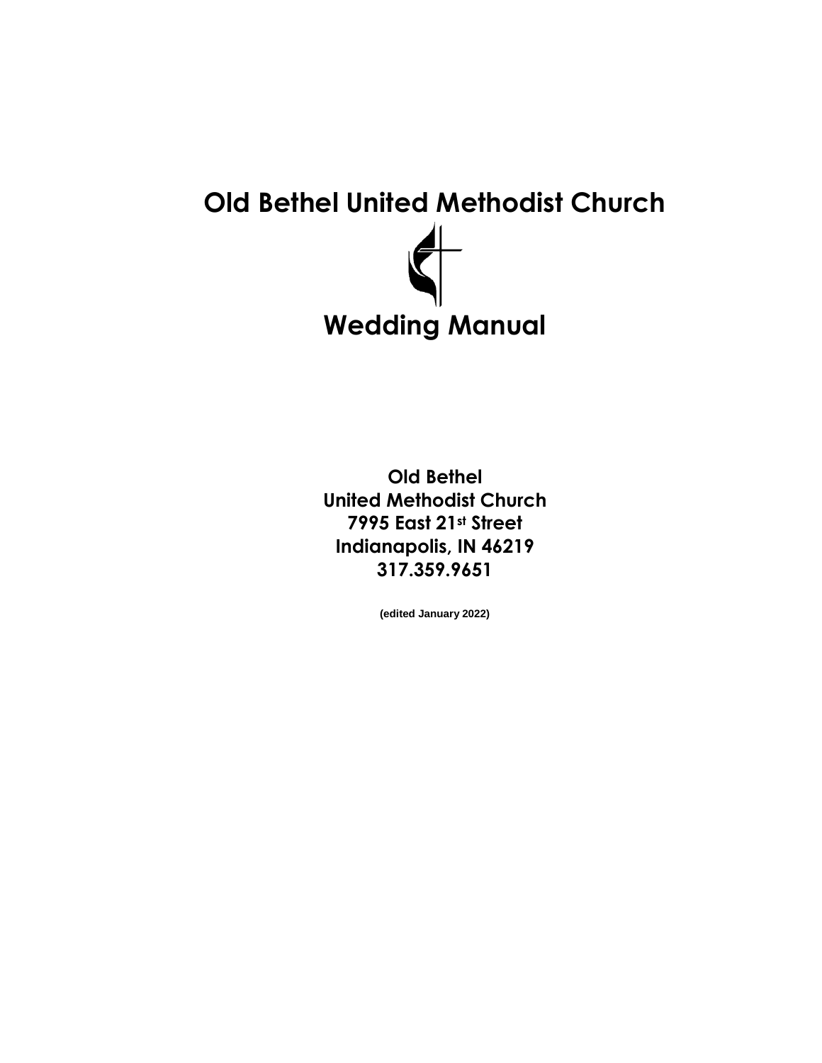# Old Bethel United Methodist Church

# Wedding Manual

**Old Bethel**
**United Methodist Church**
**7995 East 21st Street**
**Indianapolis, IN 46219**
**317.359.9651**

**(edited January 2022)**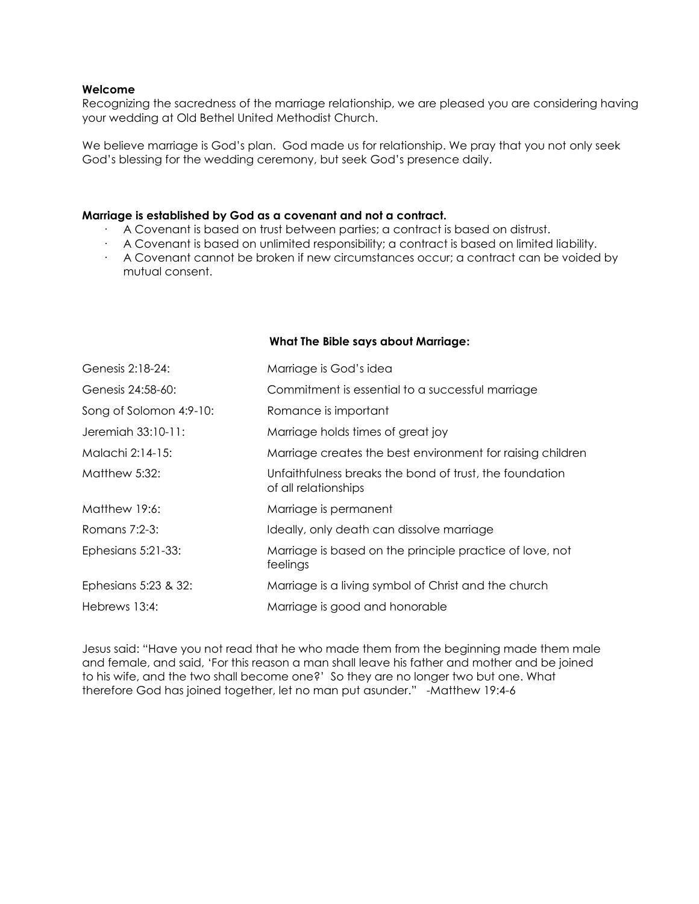**Welcome**

Recognizing the sacredness of the marriage relationship, we are pleased you are considering having your wedding at Old Bethel United Methodist Church.

We believe marriage is God's plan. God made us for relationship. We pray that you not only seek God's blessing for the wedding ceremony, but seek God's presence daily.

**Marriage is established by God as a covenant and not a contract.**

- A Covenant is based on trust between parties; a contract is based on distrust.
- A Covenant is based on unlimited responsibility; a contract is based on limited liability.
- A Covenant cannot be broken if new circumstances occur; a contract can be voided by mutual consent.

**What The Bible says about Marriage:**

| | |
|---|---|
| Genesis 2:18-24: | Marriage is God's idea |
| Genesis 24:58-60: | Commitment is essential to a successful marriage |
| Song of Solomon 4:9-10: | Romance is important |
| Jeremiah 33:10-11: | Marriage holds times of great joy |
| Malachi 2:14-15: | Marriage creates the best environment for raising children |
| Matthew 5:32: | Unfaithfulness breaks the bond of trust, the foundation of all relationships |
| Matthew 19:6: | Marriage is permanent |
| Romans 7:2-3: | Ideally, only death can dissolve marriage |
| Ephesians 5:21-33: | Marriage is based on the principle practice of love, not feelings |
| Ephesians 5:23 & 32: | Marriage is a living symbol of Christ and the church |
| Hebrews 13:4: | Marriage is good and honorable |

Jesus said: "Have you not read that he who made them from the beginning made them male and female, and said, 'For this reason a man shall leave his father and mother and be joined to his wife, and the two shall become one?' So they are no longer two but one. What therefore God has joined together, let no man put asunder." -Matthew 19:4-6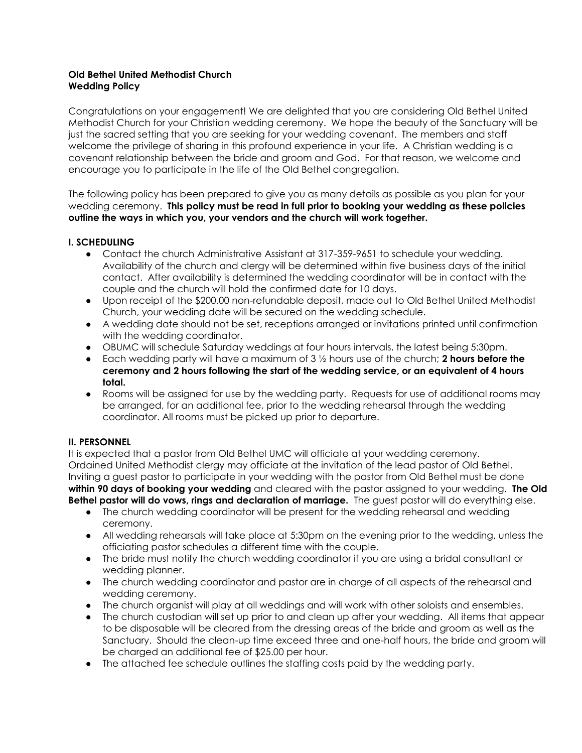**Old Bethel United Methodist Church**
**Wedding Policy**

Congratulations on your engagement! We are delighted that you are considering Old Bethel United Methodist Church for your Christian wedding ceremony. We hope the beauty of the Sanctuary will be just the sacred setting that you are seeking for your wedding covenant. The members and staff welcome the privilege of sharing in this profound experience in your life. A Christian wedding is a covenant relationship between the bride and groom and God. For that reason, we welcome and encourage you to participate in the life of the Old Bethel congregation.

The following policy has been prepared to give you as many details as possible as you plan for your wedding ceremony. **This policy must be read in full prior to booking your wedding as these policies outline the ways in which you, your vendors and the church will work together.**

## I. SCHEDULING

- Contact the church Administrative Assistant at 317-359-9651 to schedule your wedding. Availability of the church and clergy will be determined within five business days of the initial contact. After availability is determined the wedding coordinator will be in contact with the couple and the church will hold the confirmed date for 10 days.
- Upon receipt of the $200.00 non-refundable deposit, made out to Old Bethel United Methodist Church, your wedding date will be secured on the wedding schedule.
- A wedding date should not be set, receptions arranged or invitations printed until confirmation with the wedding coordinator.
- OBUMC will schedule Saturday weddings at four hours intervals, the latest being 5:30pm.
- Each wedding party will have a maximum of 3 ½ hours use of the church; **2 hours before the ceremony and 2 hours following the start of the wedding service, or an equivalent of 4 hours total.**
- Rooms will be assigned for use by the wedding party. Requests for use of additional rooms may be arranged, for an additional fee, prior to the wedding rehearsal through the wedding coordinator. All rooms must be picked up prior to departure.

## II. PERSONNEL

It is expected that a pastor from Old Bethel UMC will officiate at your wedding ceremony. Ordained United Methodist clergy may officiate at the invitation of the lead pastor of Old Bethel. Inviting a guest pastor to participate in your wedding with the pastor from Old Bethel must be done **within 90 days of booking your wedding** and cleared with the pastor assigned to your wedding. **The Old Bethel pastor will do vows, rings and declaration of marriage.** The guest pastor will do everything else.

- The church wedding coordinator will be present for the wedding rehearsal and wedding ceremony.
- All wedding rehearsals will take place at 5:30pm on the evening prior to the wedding, unless the officiating pastor schedules a different time with the couple.
- The bride must notify the church wedding coordinator if you are using a bridal consultant or wedding planner.
- The church wedding coordinator and pastor are in charge of all aspects of the rehearsal and wedding ceremony.
- The church organist will play at all weddings and will work with other soloists and ensembles.
- The church custodian will set up prior to and clean up after your wedding. All items that appear to be disposable will be cleared from the dressing areas of the bride and groom as well as the Sanctuary. Should the clean-up time exceed three and one-half hours, the bride and groom will be charged an additional fee of $25.00 per hour.
- The attached fee schedule outlines the staffing costs paid by the wedding party.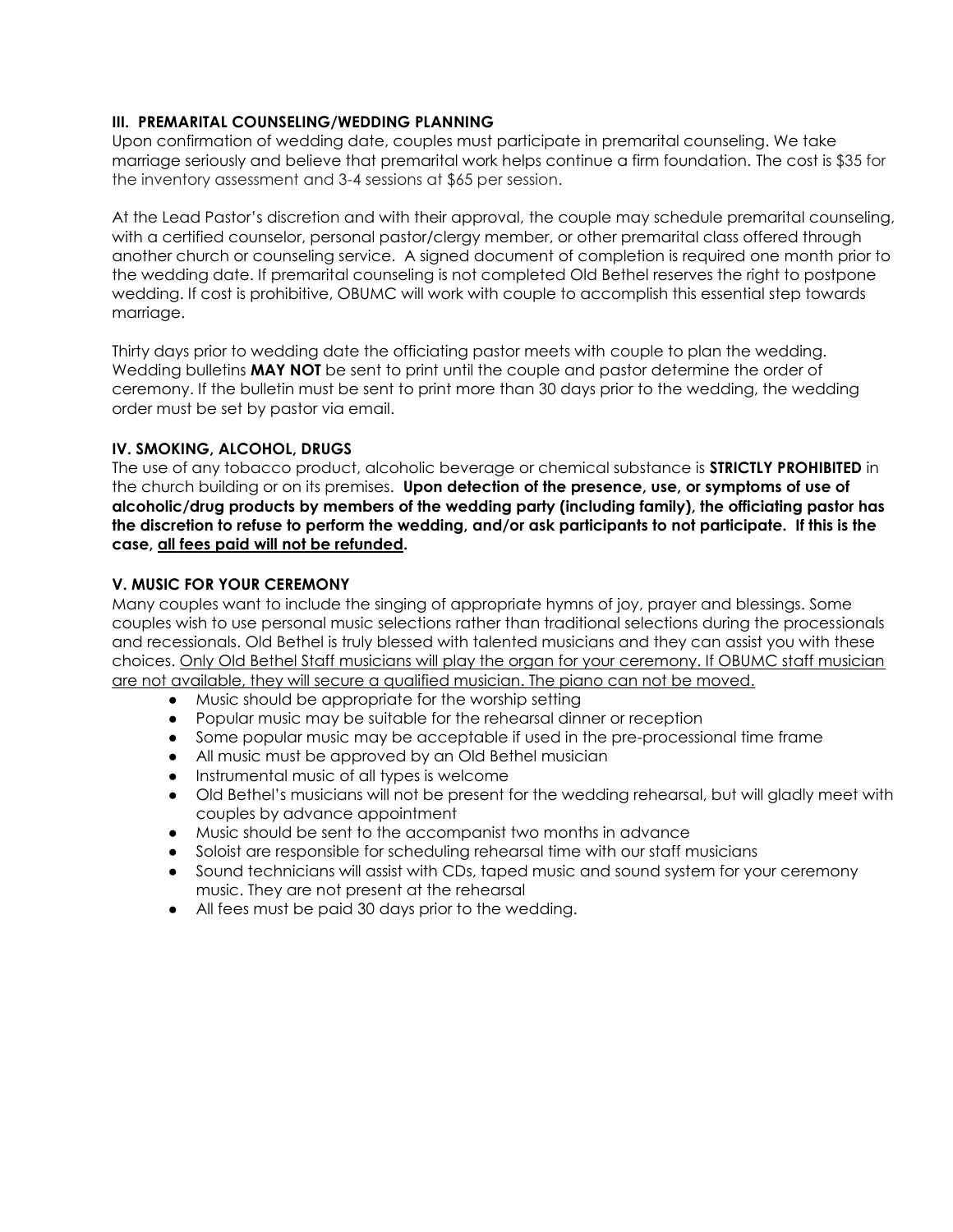### III. PREMARITAL COUNSELING/WEDDING PLANNING

Upon confirmation of wedding date, couples must participate in premarital counseling. We take marriage seriously and believe that premarital work helps continue a firm foundation. The cost is $35 for the inventory assessment and 3-4 sessions at $65 per session.

At the Lead Pastor's discretion and with their approval, the couple may schedule premarital counseling, with a certified counselor, personal pastor/clergy member, or other premarital class offered through another church or counseling service. A signed document of completion is required one month prior to the wedding date. If premarital counseling is not completed Old Bethel reserves the right to postpone wedding. If cost is prohibitive, OBUMC will work with couple to accomplish this essential step towards marriage.

Thirty days prior to wedding date the officiating pastor meets with couple to plan the wedding. Wedding bulletins **MAY NOT** be sent to print until the couple and pastor determine the order of ceremony. If the bulletin must be sent to print more than 30 days prior to the wedding, the wedding order must be set by pastor via email.

### IV. SMOKING, ALCOHOL, DRUGS

The use of any tobacco product, alcoholic beverage or chemical substance is **STRICTLY PROHIBITED** in the church building or on its premises. **Upon detection of the presence, use, or symptoms of use of alcoholic/drug products by members of the wedding party (including family), the officiating pastor has the discretion to refuse to perform the wedding, and/or ask participants to not participate. If this is the case, <u>all fees paid will not be refunded</u>.**

### V. MUSIC FOR YOUR CEREMONY

Many couples want to include the singing of appropriate hymns of joy, prayer and blessings. Some couples wish to use personal music selections rather than traditional selections during the processionals and recessionals. Old Bethel is truly blessed with talented musicians and they can assist you with these choices. <u>Only Old Bethel Staff musicians will play the organ for your ceremony. If OBUMC staff musician are not available, they will secure a qualified musician. The piano can not be moved.</u>

- Music should be appropriate for the worship setting
- Popular music may be suitable for the rehearsal dinner or reception
- Some popular music may be acceptable if used in the pre-processional time frame
- All music must be approved by an Old Bethel musician
- Instrumental music of all types is welcome
- Old Bethel's musicians will not be present for the wedding rehearsal, but will gladly meet with couples by advance appointment
- Music should be sent to the accompanist two months in advance
- Soloist are responsible for scheduling rehearsal time with our staff musicians
- Sound technicians will assist with CDs, taped music and sound system for your ceremony music. They are not present at the rehearsal
- All fees must be paid 30 days prior to the wedding.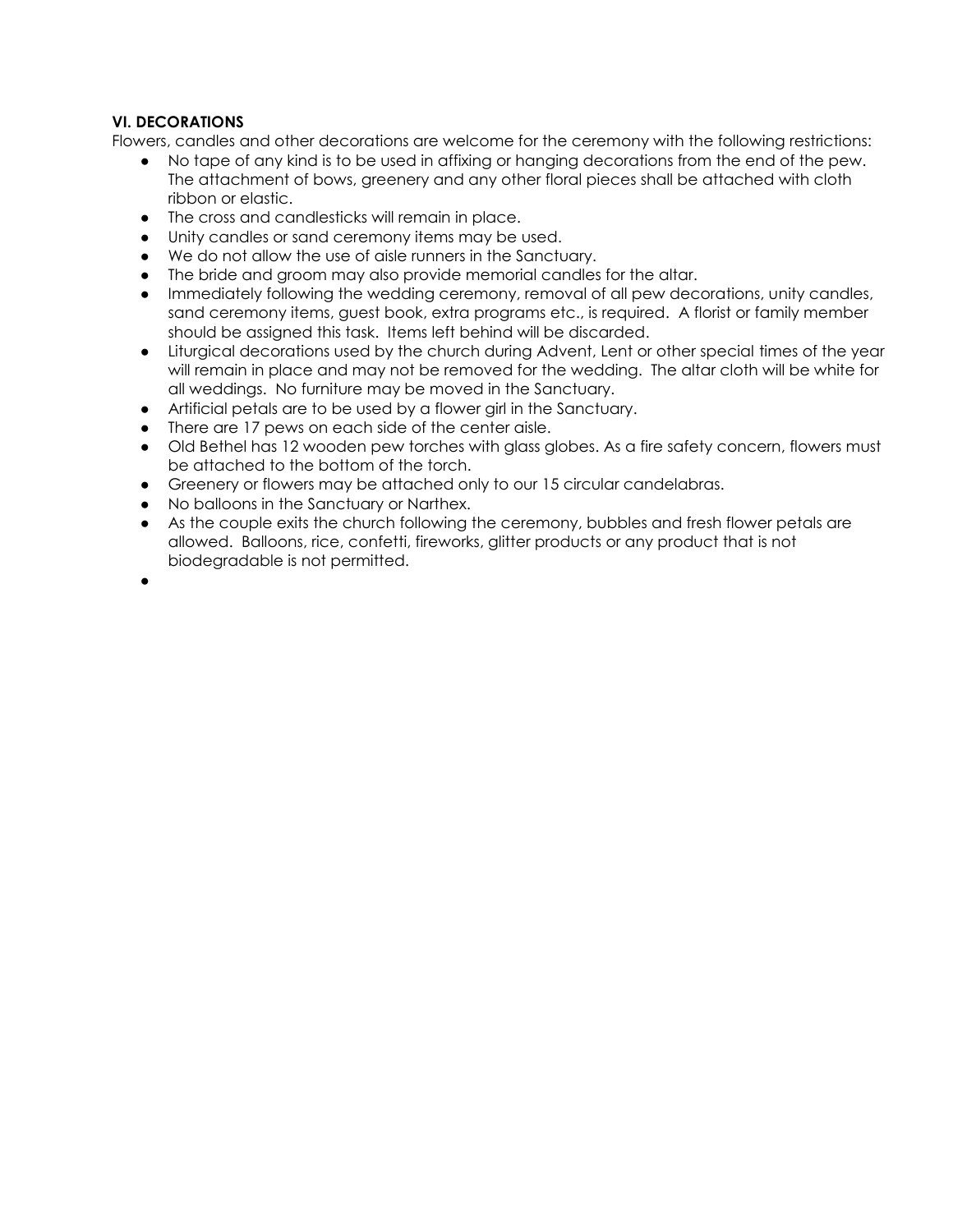**VI. DECORATIONS**

Flowers, candles and other decorations are welcome for the ceremony with the following restrictions:

- No tape of any kind is to be used in affixing or hanging decorations from the end of the pew. The attachment of bows, greenery and any other floral pieces shall be attached with cloth ribbon or elastic.
- The cross and candlesticks will remain in place.
- Unity candles or sand ceremony items may be used.
- We do not allow the use of aisle runners in the Sanctuary.
- The bride and groom may also provide memorial candles for the altar.
- Immediately following the wedding ceremony, removal of all pew decorations, unity candles, sand ceremony items, guest book, extra programs etc., is required. A florist or family member should be assigned this task. Items left behind will be discarded.
- Liturgical decorations used by the church during Advent, Lent or other special times of the year will remain in place and may not be removed for the wedding. The altar cloth will be white for all weddings. No furniture may be moved in the Sanctuary.
- Artificial petals are to be used by a flower girl in the Sanctuary.
- There are 17 pews on each side of the center aisle.
- Old Bethel has 12 wooden pew torches with glass globes. As a fire safety concern, flowers must be attached to the bottom of the torch.
- Greenery or flowers may be attached only to our 15 circular candelabras.
- No balloons in the Sanctuary or Narthex.
- As the couple exits the church following the ceremony, bubbles and fresh flower petals are allowed. Balloons, rice, confetti, fireworks, glitter products or any product that is not biodegradable is not permitted.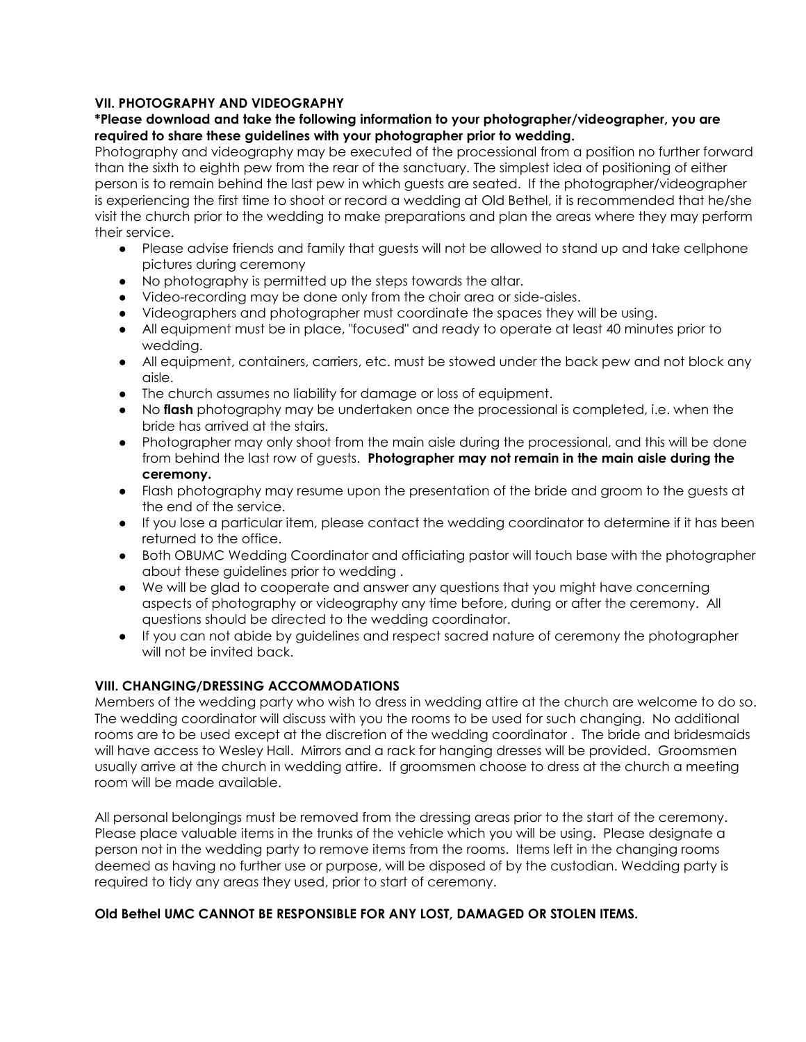**VII. PHOTOGRAPHY AND VIDEOGRAPHY**

**\*Please download and take the following information to your photographer/videographer, you are required to share these guidelines with your photographer prior to wedding.**

Photography and videography may be executed of the processional from a position no further forward than the sixth to eighth pew from the rear of the sanctuary. The simplest idea of positioning of either person is to remain behind the last pew in which guests are seated. If the photographer/videographer is experiencing the first time to shoot or record a wedding at Old Bethel, it is recommended that he/she visit the church prior to the wedding to make preparations and plan the areas where they may perform their service.

- Please advise friends and family that guests will not be allowed to stand up and take cellphone pictures during ceremony
- No photography is permitted up the steps towards the altar.
- Video-recording may be done only from the choir area or side-aisles.
- Videographers and photographer must coordinate the spaces they will be using.
- All equipment must be in place, "focused" and ready to operate at least 40 minutes prior to wedding.
- All equipment, containers, carriers, etc. must be stowed under the back pew and not block any aisle.
- The church assumes no liability for damage or loss of equipment.
- No **flash** photography may be undertaken once the processional is completed, i.e. when the bride has arrived at the stairs.
- Photographer may only shoot from the main aisle during the processional, and this will be done from behind the last row of guests. **Photographer may not remain in the main aisle during the ceremony.**
- Flash photography may resume upon the presentation of the bride and groom to the guests at the end of the service.
- If you lose a particular item, please contact the wedding coordinator to determine if it has been returned to the office.
- Both OBUMC Wedding Coordinator and officiating pastor will touch base with the photographer about these guidelines prior to wedding .
- We will be glad to cooperate and answer any questions that you might have concerning aspects of photography or videography any time before, during or after the ceremony. All questions should be directed to the wedding coordinator.
- If you can not abide by guidelines and respect sacred nature of ceremony the photographer will not be invited back.

**VIII. CHANGING/DRESSING ACCOMMODATIONS**

Members of the wedding party who wish to dress in wedding attire at the church are welcome to do so. The wedding coordinator will discuss with you the rooms to be used for such changing. No additional rooms are to be used except at the discretion of the wedding coordinator . The bride and bridesmaids will have access to Wesley Hall. Mirrors and a rack for hanging dresses will be provided. Groomsmen usually arrive at the church in wedding attire. If groomsmen choose to dress at the church a meeting room will be made available.

All personal belongings must be removed from the dressing areas prior to the start of the ceremony. Please place valuable items in the trunks of the vehicle which you will be using. Please designate a person not in the wedding party to remove items from the rooms. Items left in the changing rooms deemed as having no further use or purpose, will be disposed of by the custodian. Wedding party is required to tidy any areas they used, prior to start of ceremony.

**Old Bethel UMC CANNOT BE RESPONSIBLE FOR ANY LOST, DAMAGED OR STOLEN ITEMS.**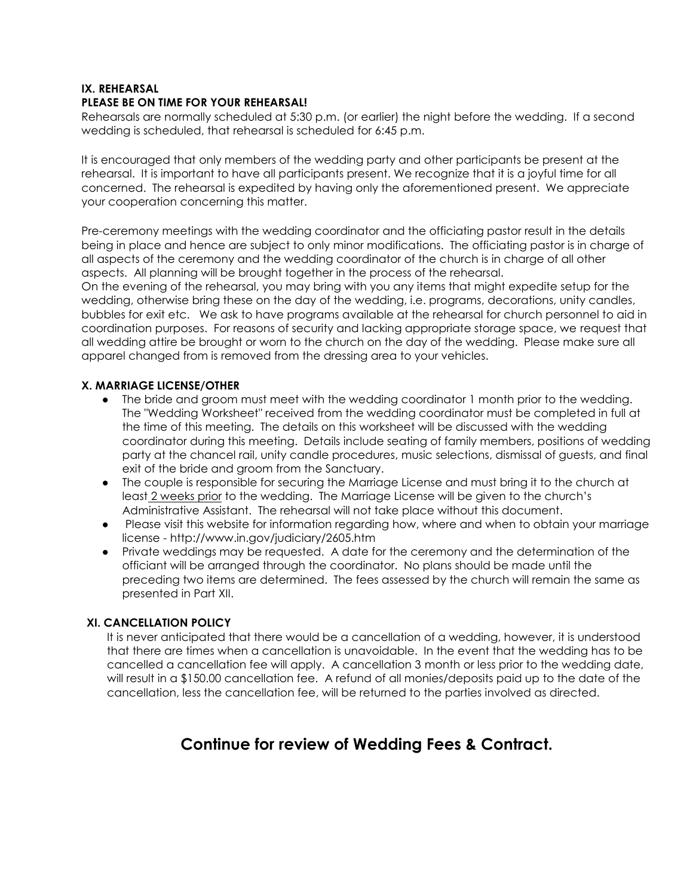### IX. REHEARSAL

**PLEASE BE ON TIME FOR YOUR REHEARSAL!**

Rehearsals are normally scheduled at 5:30 p.m. (or earlier) the night before the wedding. If a second wedding is scheduled, that rehearsal is scheduled for 6:45 p.m.

It is encouraged that only members of the wedding party and other participants be present at the rehearsal. It is important to have all participants present. We recognize that it is a joyful time for all concerned. The rehearsal is expedited by having only the aforementioned present. We appreciate your cooperation concerning this matter.

Pre-ceremony meetings with the wedding coordinator and the officiating pastor result in the details being in place and hence are subject to only minor modifications. The officiating pastor is in charge of all aspects of the ceremony and the wedding coordinator of the church is in charge of all other aspects. All planning will be brought together in the process of the rehearsal.
On the evening of the rehearsal, you may bring with you any items that might expedite setup for the wedding, otherwise bring these on the day of the wedding, i.e. programs, decorations, unity candles, bubbles for exit etc. We ask to have programs available at the rehearsal for church personnel to aid in coordination purposes. For reasons of security and lacking appropriate storage space, we request that all wedding attire be brought or worn to the church on the day of the wedding. Please make sure all apparel changed from is removed from the dressing area to your vehicles.

### X. MARRIAGE LICENSE/OTHER

- The bride and groom must meet with the wedding coordinator 1 month prior to the wedding. The "Wedding Worksheet" received from the wedding coordinator must be completed in full at the time of this meeting. The details on this worksheet will be discussed with the wedding coordinator during this meeting. Details include seating of family members, positions of wedding party at the chancel rail, unity candle procedures, music selections, dismissal of guests, and final exit of the bride and groom from the Sanctuary.
- The couple is responsible for securing the Marriage License and must bring it to the church at least <u>2 weeks prior</u> to the wedding. The Marriage License will be given to the church's Administrative Assistant. The rehearsal will not take place without this document.
- Please visit this website for information regarding how, where and when to obtain your marriage license - http://www.in.gov/judiciary/2605.htm
- Private weddings may be requested. A date for the ceremony and the determination of the officiant will be arranged through the coordinator. No plans should be made until the preceding two items are determined. The fees assessed by the church will remain the same as presented in Part XII.

### XI. CANCELLATION POLICY

It is never anticipated that there would be a cancellation of a wedding, however, it is understood that there are times when a cancellation is unavoidable. In the event that the wedding has to be cancelled a cancellation fee will apply. A cancellation 3 month or less prior to the wedding date, will result in a $150.00 cancellation fee. A refund of all monies/deposits paid up to the date of the cancellation, less the cancellation fee, will be returned to the parties involved as directed.

## Continue for review of Wedding Fees & Contract.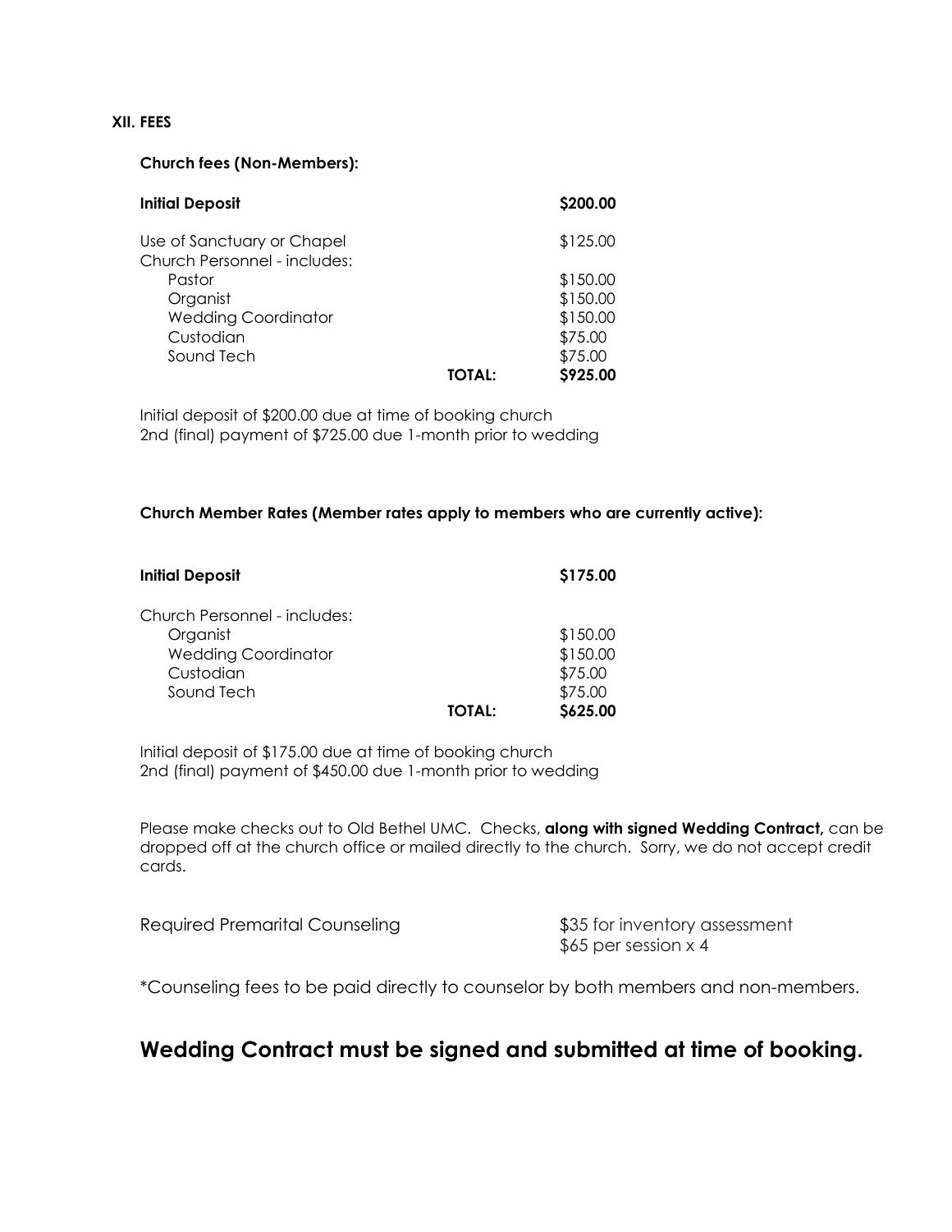## XII. FEES

### Church fees (Non-Members):

| | | |
|---|---|---|
| **Initial Deposit** | | **$200.00** |
| Use of Sanctuary or Chapel | | $125.00 |
| Church Personnel - includes: | | |
| Pastor | | $150.00 |
| Organist | | $150.00 |
| Wedding Coordinator | | $150.00 |
| Custodian | | $75.00 |
| Sound Tech | | $75.00 |
| | **TOTAL:** | **$925.00** |

Initial deposit of $200.00 due at time of booking church
2nd (final) payment of $725.00 due 1-month prior to wedding

### Church Member Rates (Member rates apply to members who are currently active):

| | | |
|---|---|---|
| **Initial Deposit** | | **$175.00** |
| Church Personnel - includes: | | |
| Organist | | $150.00 |
| Wedding Coordinator | | $150.00 |
| Custodian | | $75.00 |
| Sound Tech | | $75.00 |
| | **TOTAL:** | **$625.00** |

Initial deposit of $175.00 due at time of booking church
2nd (final) payment of $450.00 due 1-month prior to wedding

Please make checks out to Old Bethel UMC. Checks, **along with signed Wedding Contract,** can be dropped off at the church office or mailed directly to the church. Sorry, we do not accept credit cards.

| | |
|---|---|
| Required Premarital Counseling | $35 for inventory assessment<br>$65 per session x 4 |

*Counseling fees to be paid directly to counselor by both members and non-members.

## Wedding Contract must be signed and submitted at time of booking.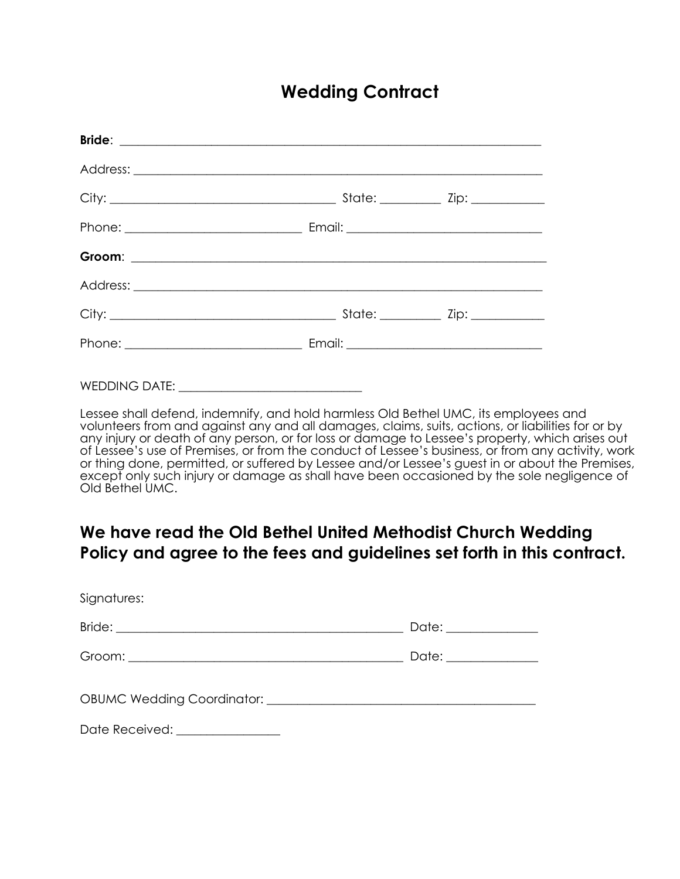# Wedding Contract

**Bride**: ______________________________________________________________________

Address: ______________________________________________________________________

City: ____________________________________ State: __________ Zip: ____________

Phone: ____________________________ Email: ________________________________

**Groom**: ______________________________________________________________________

Address: ______________________________________________________________________

City: ____________________________________ State: __________ Zip: ____________

Phone: ____________________________ Email: ________________________________

WEDDING DATE: ______________________________

Lessee shall defend, indemnify, and hold harmless Old Bethel UMC, its employees and volunteers from and against any and all damages, claims, suits, actions, or liabilities for or by any injury or death of any person, or for loss or damage to Lessee's property, which arises out of Lessee's use of Premises, or from the conduct of Lessee's business, or from any activity, work or thing done, permitted, or suffered by Lessee and/or Lessee's guest in or about the Premises, except only such injury or damage as shall have been occasioned by the sole negligence of Old Bethel UMC.

## We have read the Old Bethel United Methodist Church Wedding Policy and agree to the fees and guidelines set forth in this contract.

Signatures:

Bride: ________________________________________________ Date: _______________

Groom: ______________________________________________ Date: _______________

OBUMC Wedding Coordinator: _____________________________________________

Date Received: _________________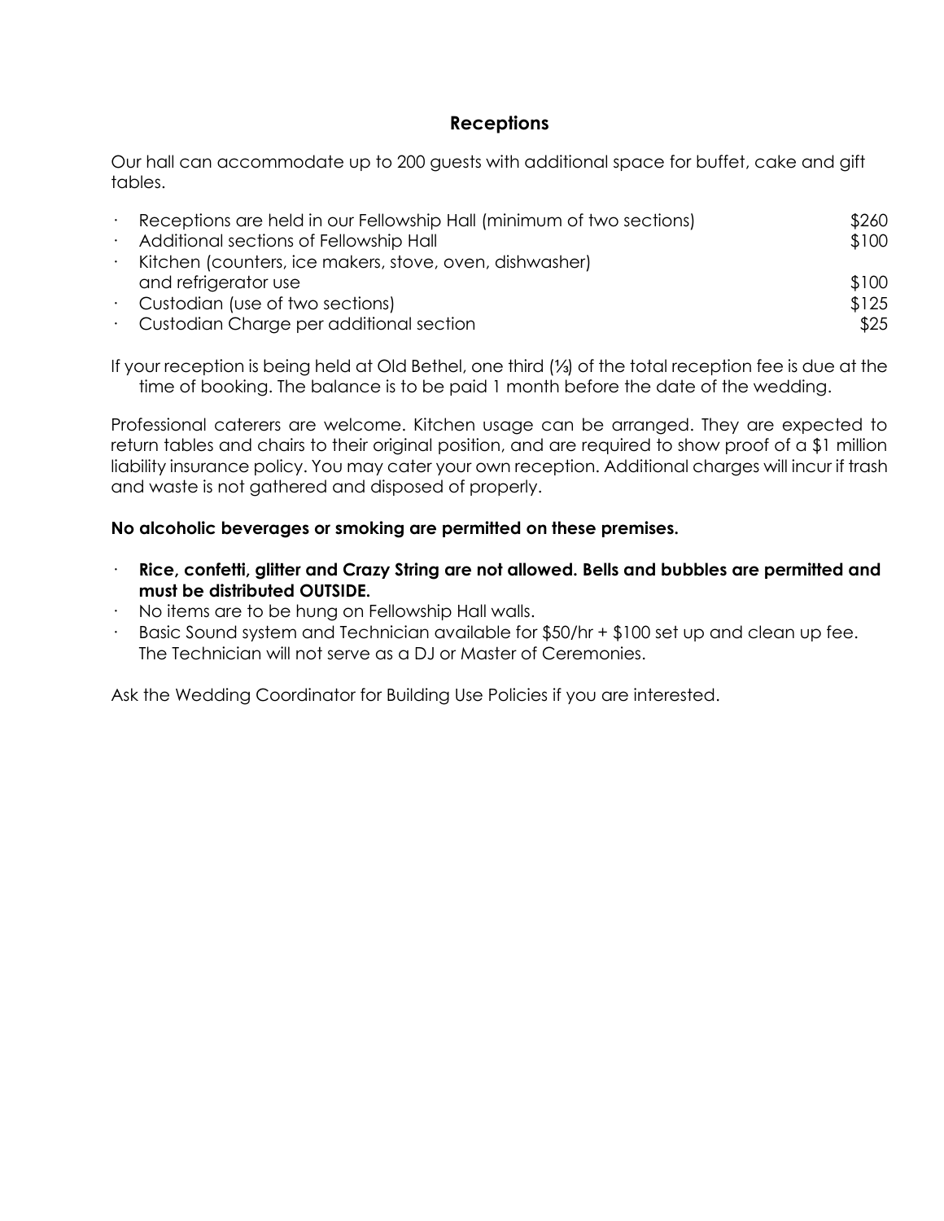## Receptions

Our hall can accommodate up to 200 guests with additional space for buffet, cake and gift tables.

| | |
|---|---|
| · Receptions are held in our Fellowship Hall (minimum of two sections) | $260 |
| · Additional sections of Fellowship Hall | $100 |
| · Kitchen (counters, ice makers, stove, oven, dishwasher) and refrigerator use | $100 |
| · Custodian (use of two sections) | $125 |
| · Custodian Charge per additional section | $25 |

If your reception is being held at Old Bethel, one third (⅓) of the total reception fee is due at the time of booking. The balance is to be paid 1 month before the date of the wedding.

Professional caterers are welcome. Kitchen usage can be arranged. They are expected to return tables and chairs to their original position, and are required to show proof of a $1 million liability insurance policy. You may cater your own reception. Additional charges will incur if trash and waste is not gathered and disposed of properly.

**No alcoholic beverages or smoking are permitted on these premises.**

- **Rice, confetti, glitter and Crazy String are not allowed. Bells and bubbles are permitted and must be distributed OUTSIDE.**
- No items are to be hung on Fellowship Hall walls.
- Basic Sound system and Technician available for $50/hr + $100 set up and clean up fee. The Technician will not serve as a DJ or Master of Ceremonies.

Ask the Wedding Coordinator for Building Use Policies if you are interested.